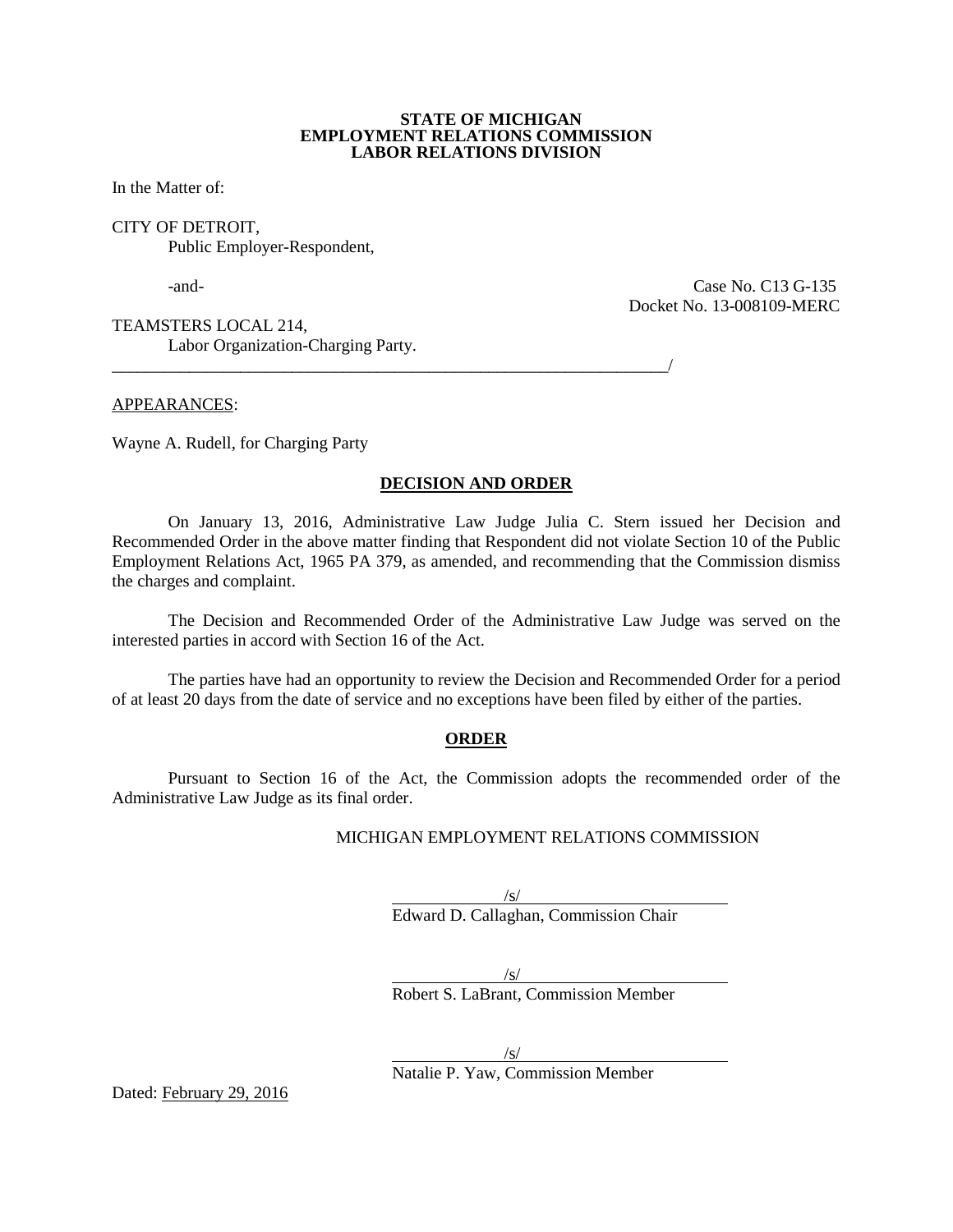**STATE OF MICHIGAN**
**EMPLOYMENT RELATIONS COMMISSION**
**LABOR RELATIONS DIVISION**

In the Matter of:

CITY OF DETROIT,
Public Employer-Respondent,

-and-

Case No. C13 G-135
Docket No. 13-008109-MERC

TEAMSTERS LOCAL 214,
Labor Organization-Charging Party.
_______________________________________________________________/

APPEARANCES:

Wayne A. Rudell, for Charging Party

## DECISION AND ORDER

On January 13, 2016, Administrative Law Judge Julia C. Stern issued her Decision and Recommended Order in the above matter finding that Respondent did not violate Section 10 of the Public Employment Relations Act, 1965 PA 379, as amended, and recommending that the Commission dismiss the charges and complaint.

The Decision and Recommended Order of the Administrative Law Judge was served on the interested parties in accord with Section 16 of the Act.

The parties have had an opportunity to review the Decision and Recommended Order for a period of at least 20 days from the date of service and no exceptions have been filed by either of the parties.

## ORDER

Pursuant to Section 16 of the Act, the Commission adopts the recommended order of the Administrative Law Judge as its final order.

MICHIGAN EMPLOYMENT RELATIONS COMMISSION

/s/
Edward D. Callaghan, Commission Chair

/s/
Robert S. LaBrant, Commission Member

/s/
Natalie P. Yaw, Commission Member

Dated: February 29, 2016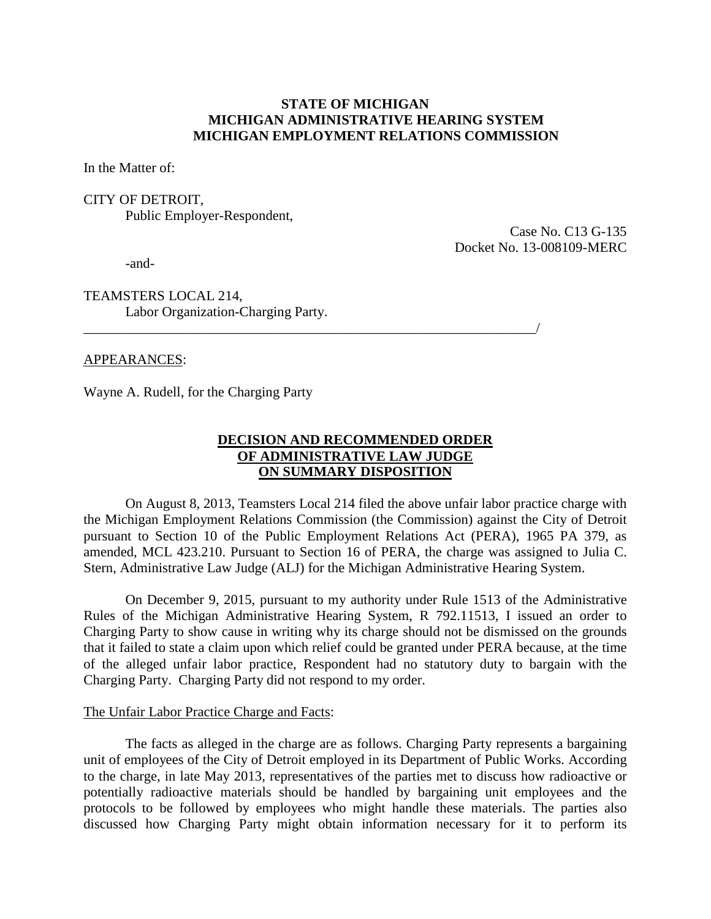**STATE OF MICHIGAN**
**MICHIGAN ADMINISTRATIVE HEARING SYSTEM**
**MICHIGAN EMPLOYMENT RELATIONS COMMISSION**

In the Matter of:

CITY OF DETROIT,
Public Employer-Respondent,

Case No. C13 G-135
Docket No. 13-008109-MERC

-and-

TEAMSTERS LOCAL 214,
Labor Organization-Charging Party.
_______________________________________________________________/

APPEARANCES:

Wayne A. Rudell, for the Charging Party

**DECISION AND RECOMMENDED ORDER OF ADMINISTRATIVE LAW JUDGE ON SUMMARY DISPOSITION**

On August 8, 2013, Teamsters Local 214 filed the above unfair labor practice charge with the Michigan Employment Relations Commission (the Commission) against the City of Detroit pursuant to Section 10 of the Public Employment Relations Act (PERA), 1965 PA 379, as amended, MCL 423.210. Pursuant to Section 16 of PERA, the charge was assigned to Julia C. Stern, Administrative Law Judge (ALJ) for the Michigan Administrative Hearing System.

On December 9, 2015, pursuant to my authority under Rule 1513 of the Administrative Rules of the Michigan Administrative Hearing System, R 792.11513, I issued an order to Charging Party to show cause in writing why its charge should not be dismissed on the grounds that it failed to state a claim upon which relief could be granted under PERA because, at the time of the alleged unfair labor practice, Respondent had no statutory duty to bargain with the Charging Party. Charging Party did not respond to my order.

The Unfair Labor Practice Charge and Facts:

The facts as alleged in the charge are as follows. Charging Party represents a bargaining unit of employees of the City of Detroit employed in its Department of Public Works. According to the charge, in late May 2013, representatives of the parties met to discuss how radioactive or potentially radioactive materials should be handled by bargaining unit employees and the protocols to be followed by employees who might handle these materials. The parties also discussed how Charging Party might obtain information necessary for it to perform its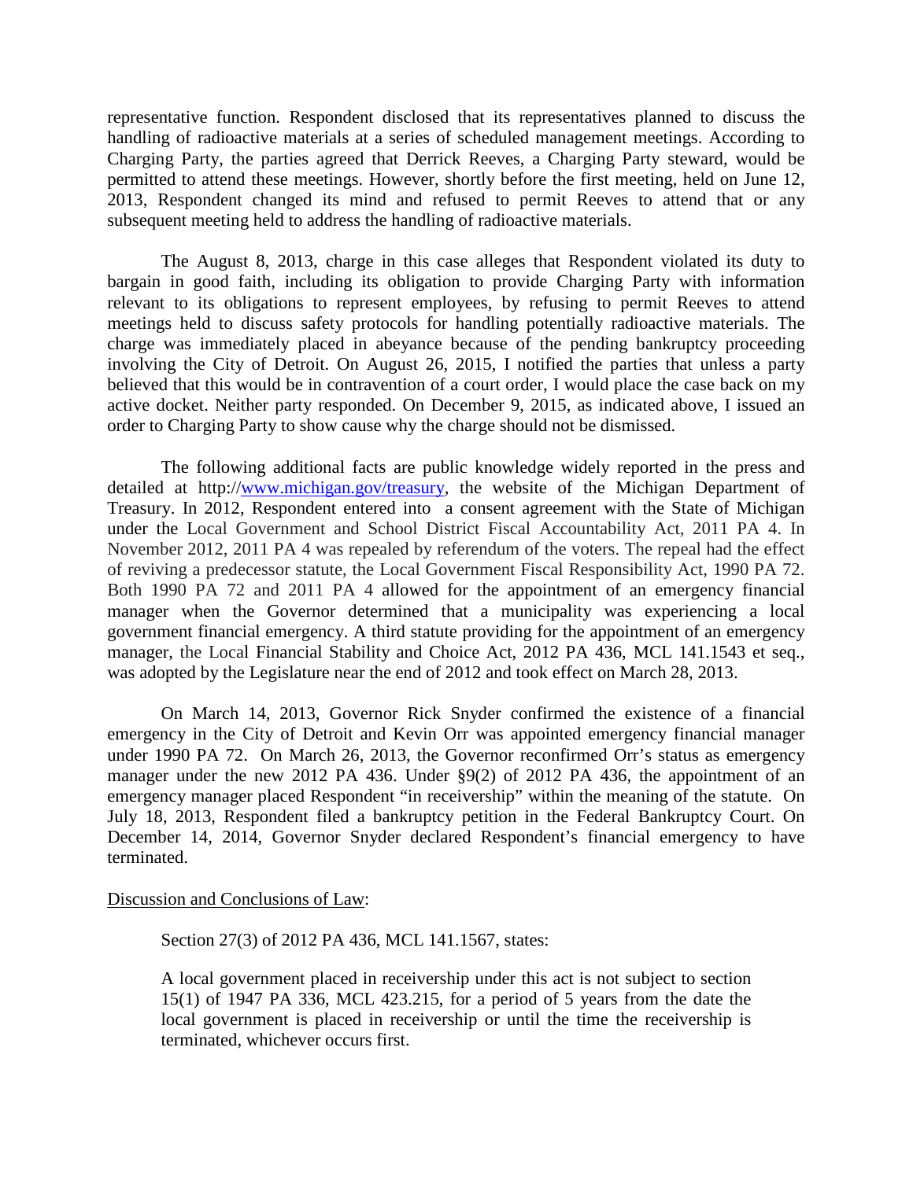representative function. Respondent disclosed that its representatives planned to discuss the handling of radioactive materials at a series of scheduled management meetings. According to Charging Party, the parties agreed that Derrick Reeves, a Charging Party steward, would be permitted to attend these meetings. However, shortly before the first meeting, held on June 12, 2013, Respondent changed its mind and refused to permit Reeves to attend that or any subsequent meeting held to address the handling of radioactive materials.

The August 8, 2013, charge in this case alleges that Respondent violated its duty to bargain in good faith, including its obligation to provide Charging Party with information relevant to its obligations to represent employees, by refusing to permit Reeves to attend meetings held to discuss safety protocols for handling potentially radioactive materials. The charge was immediately placed in abeyance because of the pending bankruptcy proceeding involving the City of Detroit. On August 26, 2015, I notified the parties that unless a party believed that this would be in contravention of a court order, I would place the case back on my active docket. Neither party responded. On December 9, 2015, as indicated above, I issued an order to Charging Party to show cause why the charge should not be dismissed.

The following additional facts are public knowledge widely reported in the press and detailed at http://www.michigan.gov/treasury, the website of the Michigan Department of Treasury. In 2012, Respondent entered into a consent agreement with the State of Michigan under the Local Government and School District Fiscal Accountability Act, 2011 PA 4. In November 2012, 2011 PA 4 was repealed by referendum of the voters. The repeal had the effect of reviving a predecessor statute, the Local Government Fiscal Responsibility Act, 1990 PA 72. Both 1990 PA 72 and 2011 PA 4 allowed for the appointment of an emergency financial manager when the Governor determined that a municipality was experiencing a local government financial emergency. A third statute providing for the appointment of an emergency manager, the Local Financial Stability and Choice Act, 2012 PA 436, MCL 141.1543 et seq., was adopted by the Legislature near the end of 2012 and took effect on March 28, 2013.

On March 14, 2013, Governor Rick Snyder confirmed the existence of a financial emergency in the City of Detroit and Kevin Orr was appointed emergency financial manager under 1990 PA 72. On March 26, 2013, the Governor reconfirmed Orr's status as emergency manager under the new 2012 PA 436. Under §9(2) of 2012 PA 436, the appointment of an emergency manager placed Respondent "in receivership" within the meaning of the statute. On July 18, 2013, Respondent filed a bankruptcy petition in the Federal Bankruptcy Court. On December 14, 2014, Governor Snyder declared Respondent's financial emergency to have terminated.

<u>Discussion and Conclusions of Law</u>:

Section 27(3) of 2012 PA 436, MCL 141.1567, states:

> A local government placed in receivership under this act is not subject to section 15(1) of 1947 PA 336, MCL 423.215, for a period of 5 years from the date the local government is placed in receivership or until the time the receivership is terminated, whichever occurs first.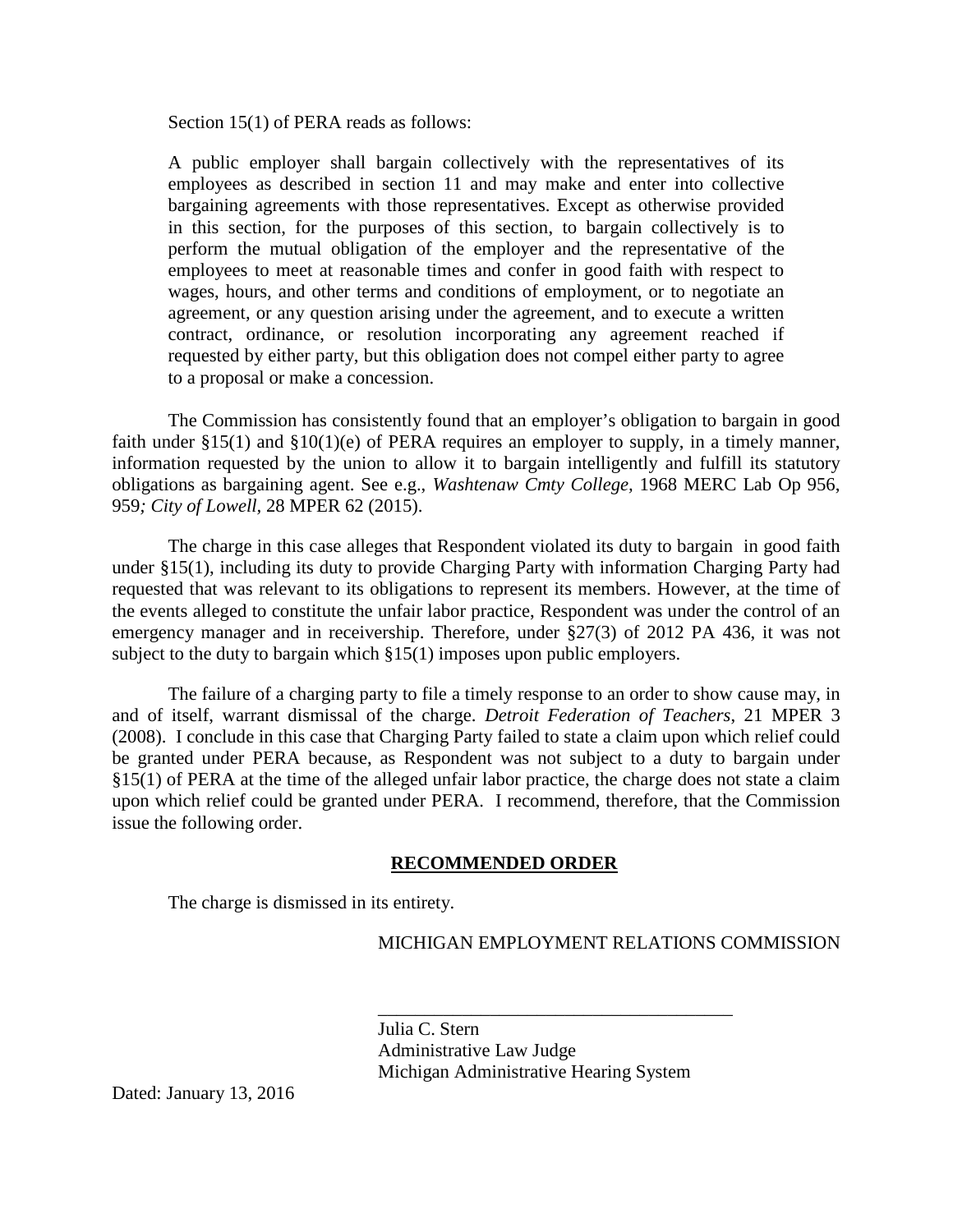Section 15(1) of PERA reads as follows:

> A public employer shall bargain collectively with the representatives of its employees as described in section 11 and may make and enter into collective bargaining agreements with those representatives. Except as otherwise provided in this section, for the purposes of this section, to bargain collectively is to perform the mutual obligation of the employer and the representative of the employees to meet at reasonable times and confer in good faith with respect to wages, hours, and other terms and conditions of employment, or to negotiate an agreement, or any question arising under the agreement, and to execute a written contract, ordinance, or resolution incorporating any agreement reached if requested by either party, but this obligation does not compel either party to agree to a proposal or make a concession.

The Commission has consistently found that an employer's obligation to bargain in good faith under §15(1) and §10(1)(e) of PERA requires an employer to supply, in a timely manner, information requested by the union to allow it to bargain intelligently and fulfill its statutory obligations as bargaining agent. See e.g., *Washtenaw Cmty College,* 1968 MERC Lab Op 956, 959*; City of Lowell*, 28 MPER 62 (2015).

The charge in this case alleges that Respondent violated its duty to bargain in good faith under §15(1), including its duty to provide Charging Party with information Charging Party had requested that was relevant to its obligations to represent its members. However, at the time of the events alleged to constitute the unfair labor practice, Respondent was under the control of an emergency manager and in receivership. Therefore, under §27(3) of 2012 PA 436, it was not subject to the duty to bargain which §15(1) imposes upon public employers.

The failure of a charging party to file a timely response to an order to show cause may, in and of itself, warrant dismissal of the charge. *Detroit Federation of Teachers*, 21 MPER 3 (2008). I conclude in this case that Charging Party failed to state a claim upon which relief could be granted under PERA because, as Respondent was not subject to a duty to bargain under §15(1) of PERA at the time of the alleged unfair labor practice, the charge does not state a claim upon which relief could be granted under PERA. I recommend, therefore, that the Commission issue the following order.

## RECOMMENDED ORDER

The charge is dismissed in its entirety.

MICHIGAN EMPLOYMENT RELATIONS COMMISSION

\_\_\_\_\_\_\_\_\_\_\_\_\_\_\_\_\_\_\_\_\_\_\_\_\_\_\_\_\_\_\_\_\_\_\_\_\_\_\_

Julia C. Stern
Administrative Law Judge
Michigan Administrative Hearing System

Dated: January 13, 2016